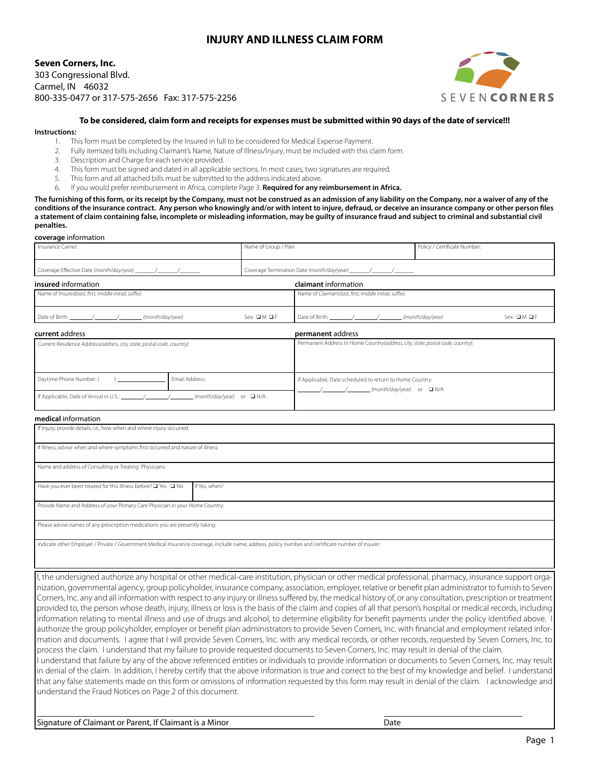# INJURY AND ILLNESS CLAIM FORM

**Seven Corners, Inc.**
303 Congressional Blvd.
Carmel, IN 46032
800-335-0477 or 317-575-2656 Fax: 317-575-2256

SEVEN**CORNERS**

**To be considered, claim form and receipts for expenses must be submitted within 90 days of the date of service!!!**

**Instructions:**

1. This form must be completed by the Insured in full to be considered for Medical Expense Payment.
2. Fully itemized bills including Claimant's Name, Nature of Illness/Injury, must be included with this claim form.
3. Description and Charge for each service provided.
4. This form must be signed and dated in all applicable sections. In most cases, two signatures are required.
5. This form and all attached bills must be submitted to the address indicated above.
6. If you would prefer reimbursement in Africa, complete Page 3. **Required for any reimbursement in Africa.**

**The furnishing of this form, or its receipt by the Company, must not be construed as an admission of any liability on the Company, nor a waiver of any of the conditions of the insurance contract. Any person who knowingly and/or with intent to injure, defraud, or deceive an insurance company or other person files a statement of claim containing false, incomplete or misleading information, may be guilty of insurance fraud and subject to criminal and substantial civil penalties.**

**coverage** information

| Insurance Carrier: | Name of Group / Plan: | Policy / Certificate Number: |
|---|---|---|
| Coverage Effective Date *(month/day/year)* ______/______/______ | Coverage Termination Date *(month/day/year)* ______/______/______ | |

**insured** information

| Name of Insured *(last, first, middle initial, suffix)*: | |
|---|---|
| Date of Birth: ______/______/______ *(month/day/year)* | Sex: ❑ M ❑ F |

**claimant** information

| Name of Claimant *(last, first, middle initial, suffix)*: | |
|---|---|
| Date of Birth: ______/______/______ *(month/day/year)* | Sex: ❑ M ❑ F |

**current** address

| Current Residence Address *(address, city, state, postal code, country)*: | |
|---|---|
| Daytime Phone Number: ( ) ____________ | Email Address: |
| If Applicable, Date of Arrival in U.S.: ______/______/______ *(month/day/year)* or ❑ N/A | |

**permanent** address

| Permanent Address In Home Country *(address, city, state, postal code, country)*: |
|---|
| If Applicable, Date scheduled to return to Home Country: ______/______/______ *(month/day/year)* or ❑ N/A |

**medical** information

| If Injury, provide details, i.e., how when and where injury occurred: | |
|---|---|
| If Illness, advise when and where symptoms first occurred and nature of illness: | |
| Name and address of Consulting or Treating Physicians: | |
| Have you ever been treated for this Illness before? ❑ Yes ❑ No | If Yes, when? |
| Provide Name and Address of your Primary Care Physician in your Home Country: | |
| Please advise names of any prescription medications you are presently taking: | |
| Indicate other Employer / Private / Government Medical Insurance coverage, include name, address, policy number and certificate number of Insurer: | |

I, the undersigned authorize any hospital or other medical-care institution, physician or other medical professional, pharmacy, insurance support organization, governmental agency, group policyholder, insurance company, association, employer, relative or benefit plan administrator to furnish to Seven Corners, Inc. any and all information with respect to any injury or illness suffered by, the medical history of, or any consultation, prescription or treatment provided to, the person whose death, injury, illness or loss is the basis of the claim and copies of all that person's hospital or medical records, including information relating to mental illness and use of drugs and alcohol, to determine eligibility for benefit payments under the policy identified above. I authorize the group policyholder, employer or benefit plan administrators to provide Seven Corners, Inc. with financial and employment related information and documents. I agree that I will provide Seven Corners, Inc. with any medical records, or other records, requested by Seven Corners, Inc. to process the claim. I understand that my failure to provide requested documents to Seven Corners, Inc. may result in denial of the claim.
I understand that failure by any of the above referenced entities or individuals to provide information or documents to Seven Corners, Inc. may result in denial of the claim. In addition, I hereby certify that the above information is true and correct to the best of my knowledge and belief. I understand that any false statements made on this form or omissions of information requested by this form may result in denial of the claim. I acknowledge and understand the Fraud Notices on Page 2 of this document.

______________________________________ ______________________
Signature of Claimant or Parent, If Claimant is a Minor Date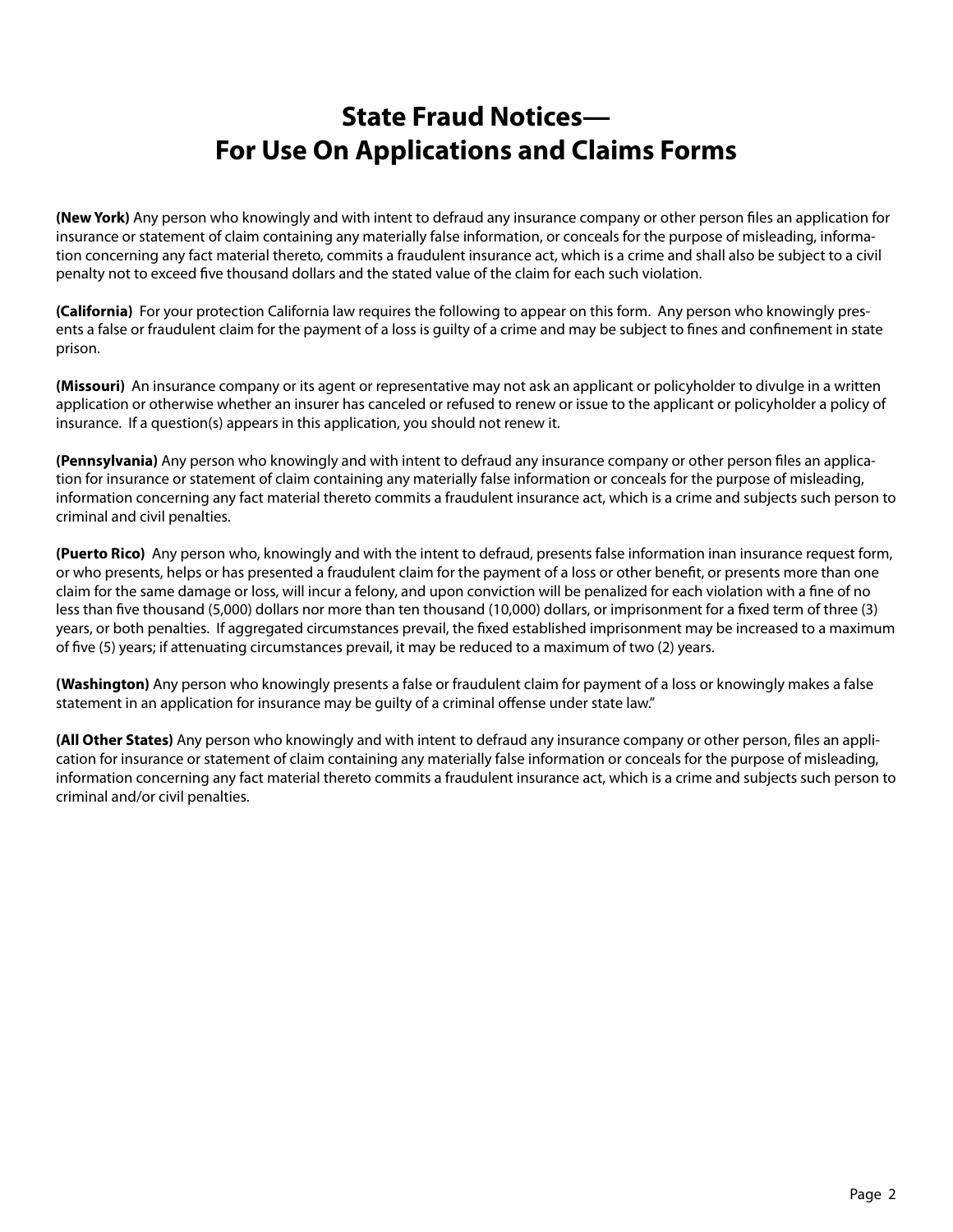# State Fraud Notices— For Use On Applications and Claims Forms

**(New York)** Any person who knowingly and with intent to defraud any insurance company or other person files an application for insurance or statement of claim containing any materially false information, or conceals for the purpose of misleading, information concerning any fact material thereto, commits a fraudulent insurance act, which is a crime and shall also be subject to a civil penalty not to exceed five thousand dollars and the stated value of the claim for each such violation.

**(California)** For your protection California law requires the following to appear on this form. Any person who knowingly presents a false or fraudulent claim for the payment of a loss is guilty of a crime and may be subject to fines and confinement in state prison.

**(Missouri)** An insurance company or its agent or representative may not ask an applicant or policyholder to divulge in a written application or otherwise whether an insurer has canceled or refused to renew or issue to the applicant or policyholder a policy of insurance. If a question(s) appears in this application, you should not renew it.

**(Pennsylvania)** Any person who knowingly and with intent to defraud any insurance company or other person files an application for insurance or statement of claim containing any materially false information or conceals for the purpose of misleading, information concerning any fact material thereto commits a fraudulent insurance act, which is a crime and subjects such person to criminal and civil penalties.

**(Puerto Rico)** Any person who, knowingly and with the intent to defraud, presents false information inan insurance request form, or who presents, helps or has presented a fraudulent claim for the payment of a loss or other benefit, or presents more than one claim for the same damage or loss, will incur a felony, and upon conviction will be penalized for each violation with a fine of no less than five thousand (5,000) dollars nor more than ten thousand (10,000) dollars, or imprisonment for a fixed term of three (3) years, or both penalties. If aggregated circumstances prevail, the fixed established imprisonment may be increased to a maximum of five (5) years; if attenuating circumstances prevail, it may be reduced to a maximum of two (2) years.

**(Washington)** Any person who knowingly presents a false or fraudulent claim for payment of a loss or knowingly makes a false statement in an application for insurance may be guilty of a criminal offense under state law."

**(All Other States)** Any person who knowingly and with intent to defraud any insurance company or other person, files an application for insurance or statement of claim containing any materially false information or conceals for the purpose of misleading, information concerning any fact material thereto commits a fraudulent insurance act, which is a crime and subjects such person to criminal and/or civil penalties.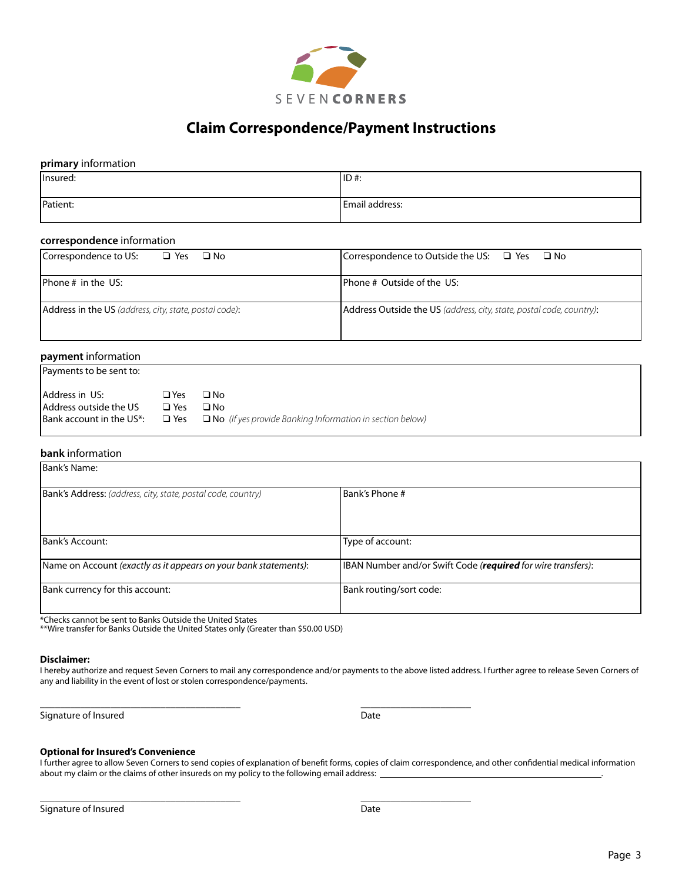SEVEN CORNERS

# Claim Correspondence/Payment Instructions

## **primary** information

| | |
|---|---|
| Insured: | ID #: |
| Patient: | Email address: |

## **correspondence** information

| | |
|---|---|
| Correspondence to US: ❑ Yes ❑ No | Correspondence to Outside the US: ❑ Yes ❑ No |
| Phone # in the US: | Phone # Outside of the US: |
| Address in the US *(address, city, state, postal code)*: | Address Outside the US *(address, city, state, postal code, country)*: |

## **payment** information

| | | |
|---|---|---|
| Payments to be sent to: | | |
| Address in US: | ❑ Yes | ❑ No |
| Address outside the US | ❑ Yes | ❑ No |
| Bank account in the US*: | ❑ Yes | ❑ No *(If yes provide Banking Information in section below)* |

## **bank** information

| | |
|---|---|
| Bank's Name: | |
| Bank's Address: *(address, city, state, postal code, country)* | Bank's Phone # |
| Bank's Account: | Type of account: |
| Name on Account *(exactly as it appears on your bank statements)*: | IBAN Number and/or Swift Code (***required*** *for wire transfers)*: |
| Bank currency for this account: | Bank routing/sort code: |

*Checks cannot be sent to Banks Outside the United States
**Wire transfer for Banks Outside the United States only (Greater than $50.00 USD)

**Disclaimer:**
I hereby authorize and request Seven Corners to mail any correspondence and/or payments to the above listed address. I further agree to release Seven Corners of any and liability in the event of lost or stolen correspondence/payments.

_______________________________________ _______________________

Signature of Insured Date

**Optional for Insured's Convenience**
I further agree to allow Seven Corners to send copies of explanation of benefit forms, copies of claim correspondence, and other confidential medical information about my claim or the claims of other insureds on my policy to the following email address: _______________________________________________.

_______________________________________ _______________________

Signature of Insured Date